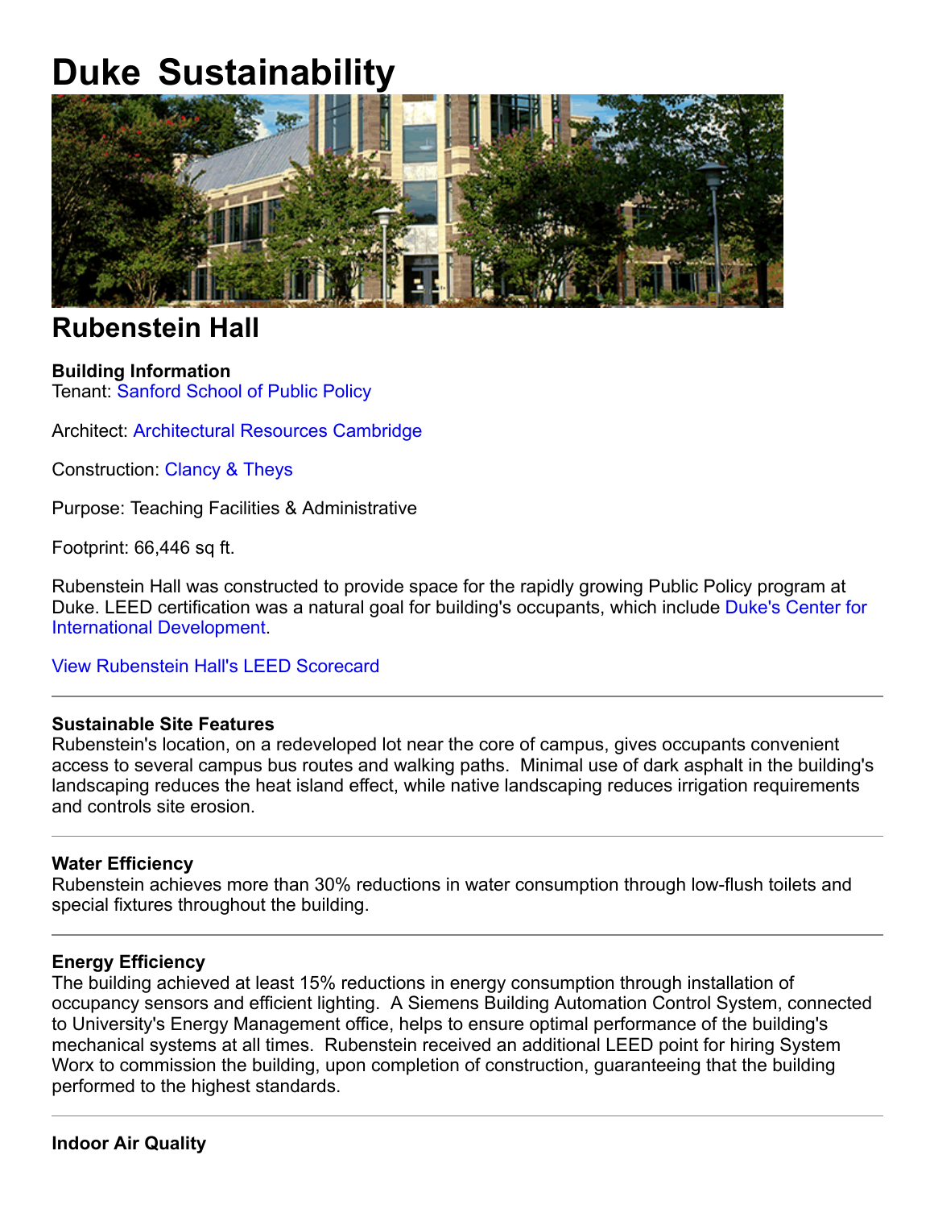# Duke Sustainability

## Rubenstein Hall

**Building Information**
Tenant: Sanford School of Public Policy

Architect: Architectural Resources Cambridge

Construction: Clancy & Theys

Purpose: Teaching Facilities & Administrative

Footprint: 66,446 sq ft.

Rubenstein Hall was constructed to provide space for the rapidly growing Public Policy program at Duke. LEED certification was a natural goal for building's occupants, which include Duke's Center for International Development.

View Rubenstein Hall's LEED Scorecard

---

**Sustainable Site Features**
Rubenstein's location, on a redeveloped lot near the core of campus, gives occupants convenient access to several campus bus routes and walking paths. Minimal use of dark asphalt in the building's landscaping reduces the heat island effect, while native landscaping reduces irrigation requirements and controls site erosion.

---

**Water Efficiency**
Rubenstein achieves more than 30% reductions in water consumption through low-flush toilets and special fixtures throughout the building.

---

**Energy Efficiency**
The building achieved at least 15% reductions in energy consumption through installation of occupancy sensors and efficient lighting. A Siemens Building Automation Control System, connected to University's Energy Management office, helps to ensure optimal performance of the building's mechanical systems at all times. Rubenstein received an additional LEED point for hiring System Worx to commission the building, upon completion of construction, guaranteeing that the building performed to the highest standards.

---

**Indoor Air Quality**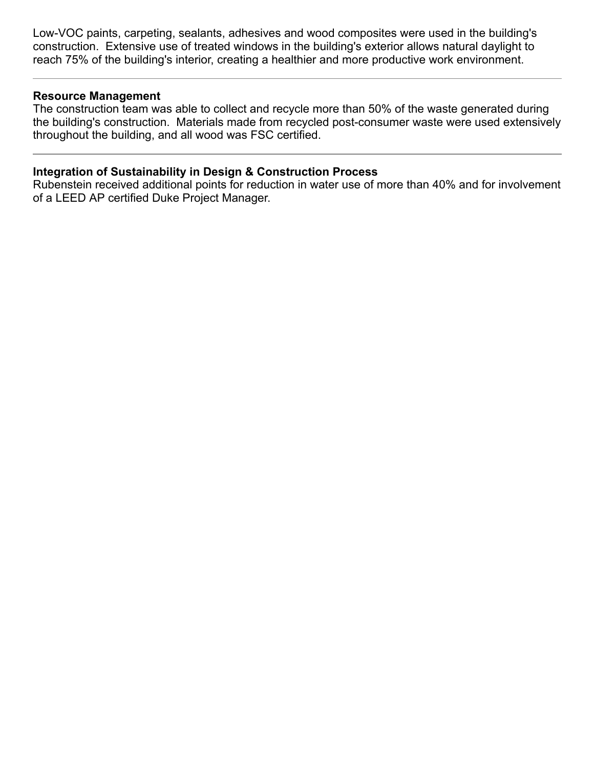Low-VOC paints, carpeting, sealants, adhesives and wood composites were used in the building's construction. Extensive use of treated windows in the building's exterior allows natural daylight to reach 75% of the building's interior, creating a healthier and more productive work environment.

---

**Resource Management**

The construction team was able to collect and recycle more than 50% of the waste generated during the building's construction. Materials made from recycled post-consumer waste were used extensively throughout the building, and all wood was FSC certified.

---

**Integration of Sustainability in Design & Construction Process**

Rubenstein received additional points for reduction in water use of more than 40% and for involvement of a LEED AP certified Duke Project Manager.